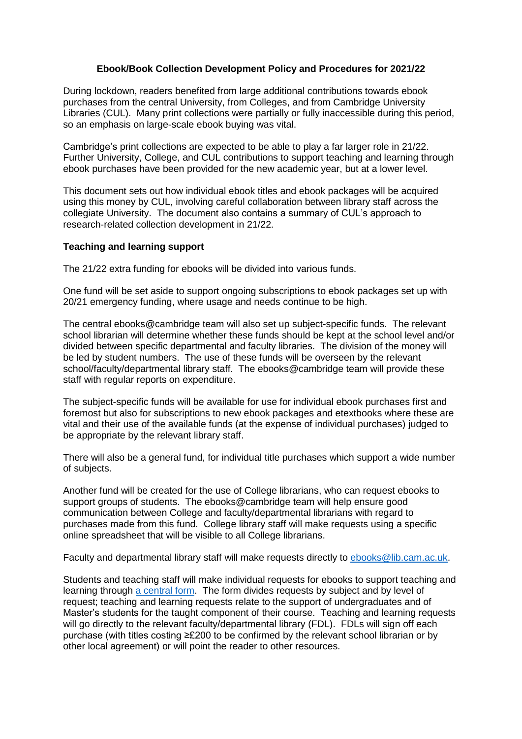**Ebook/Book Collection Development Policy and Procedures for 2021/22**

During lockdown, readers benefited from large additional contributions towards ebook purchases from the central University, from Colleges, and from Cambridge University Libraries (CUL). Many print collections were partially or fully inaccessible during this period, so an emphasis on large-scale ebook buying was vital.

Cambridge's print collections are expected to be able to play a far larger role in 21/22. Further University, College, and CUL contributions to support teaching and learning through ebook purchases have been provided for the new academic year, but at a lower level.

This document sets out how individual ebook titles and ebook packages will be acquired using this money by CUL, involving careful collaboration between library staff across the collegiate University. The document also contains a summary of CUL's approach to research-related collection development in 21/22.

**Teaching and learning support**

The 21/22 extra funding for ebooks will be divided into various funds.

One fund will be set aside to support ongoing subscriptions to ebook packages set up with 20/21 emergency funding, where usage and needs continue to be high.

The central ebooks@cambridge team will also set up subject-specific funds. The relevant school librarian will determine whether these funds should be kept at the school level and/or divided between specific departmental and faculty libraries. The division of the money will be led by student numbers. The use of these funds will be overseen by the relevant school/faculty/departmental library staff. The ebooks@cambridge team will provide these staff with regular reports on expenditure.

The subject-specific funds will be available for use for individual ebook purchases first and foremost but also for subscriptions to new ebook packages and etextbooks where these are vital and their use of the available funds (at the expense of individual purchases) judged to be appropriate by the relevant library staff.

There will also be a general fund, for individual title purchases which support a wide number of subjects.

Another fund will be created for the use of College librarians, who can request ebooks to support groups of students. The ebooks@cambridge team will help ensure good communication between College and faculty/departmental librarians with regard to purchases made from this fund. College library staff will make requests using a specific online spreadsheet that will be visible to all College librarians.

Faculty and departmental library staff will make requests directly to ebooks@lib.cam.ac.uk.

Students and teaching staff will make individual requests for ebooks to support teaching and learning through a central form. The form divides requests by subject and by level of request; teaching and learning requests relate to the support of undergraduates and of Master's students for the taught component of their course. Teaching and learning requests will go directly to the relevant faculty/departmental library (FDL). FDLs will sign off each purchase (with titles costing ≥£200 to be confirmed by the relevant school librarian or by other local agreement) or will point the reader to other resources.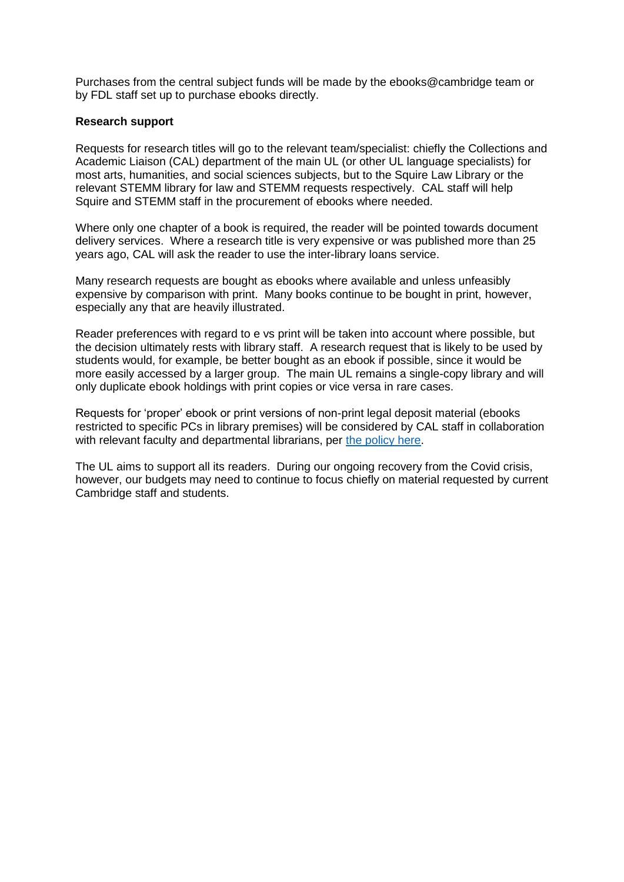Purchases from the central subject funds will be made by the ebooks@cambridge team or by FDL staff set up to purchase ebooks directly.

**Research support**

Requests for research titles will go to the relevant team/specialist: chiefly the Collections and Academic Liaison (CAL) department of the main UL (or other UL language specialists) for most arts, humanities, and social sciences subjects, but to the Squire Law Library or the relevant STEMM library for law and STEMM requests respectively. CAL staff will help Squire and STEMM staff in the procurement of ebooks where needed.

Where only one chapter of a book is required, the reader will be pointed towards document delivery services. Where a research title is very expensive or was published more than 25 years ago, CAL will ask the reader to use the inter-library loans service.

Many research requests are bought as ebooks where available and unless unfeasibly expensive by comparison with print. Many books continue to be bought in print, however, especially any that are heavily illustrated.

Reader preferences with regard to e vs print will be taken into account where possible, but the decision ultimately rests with library staff. A research request that is likely to be used by students would, for example, be better bought as an ebook if possible, since it would be more easily accessed by a larger group. The main UL remains a single-copy library and will only duplicate ebook holdings with print copies or vice versa in rare cases.

Requests for 'proper' ebook or print versions of non-print legal deposit material (ebooks restricted to specific PCs in library premises) will be considered by CAL staff in collaboration with relevant faculty and departmental librarians, per the policy here.

The UL aims to support all its readers. During our ongoing recovery from the Covid crisis, however, our budgets may need to continue to focus chiefly on material requested by current Cambridge staff and students.